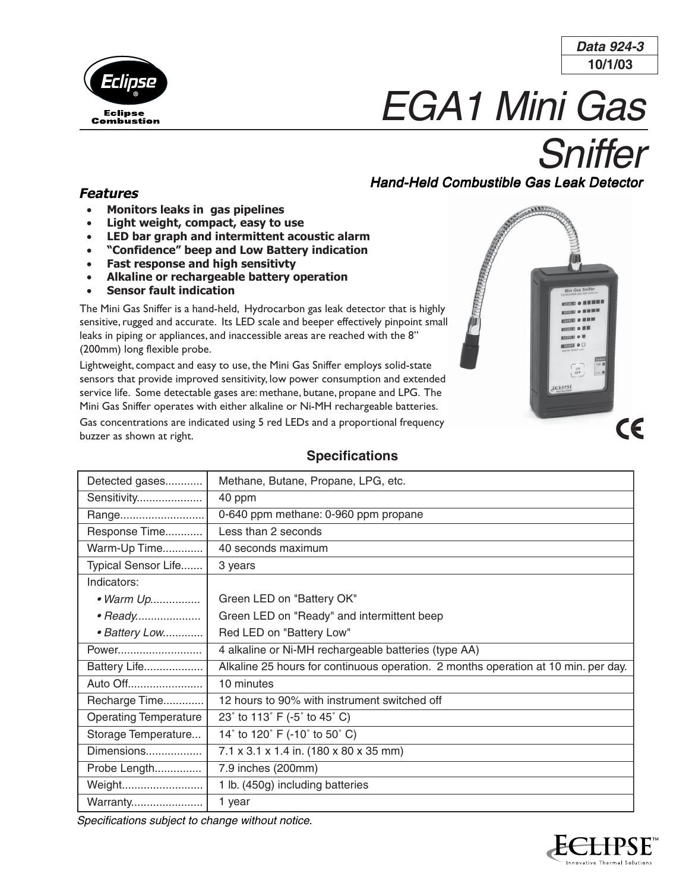Data 924-3
10/1/03

# EGA1 Mini Gas Sniffer

***Hand-Held Combustible Gas Leak Detector***

## *Features*

- **Monitors leaks in gas pipelines**
- **Light weight, compact, easy to use**
- **LED bar graph and intermittent acoustic alarm**
- **"Confidence" beep and Low Battery indication**
- **Fast response and high sensitivty**
- **Alkaline or rechargeable battery operation**
- **Sensor fault indication**

The Mini Gas Sniffer is a hand-held, Hydrocarbon gas leak detector that is highly sensitive, rugged and accurate. Its LED scale and beeper effectively pinpoint small leaks in piping or appliances, and inaccessible areas are reached with the 8" (200mm) long flexible probe.

Lightweight, compact and easy to use, the Mini Gas Sniffer employs solid-state sensors that provide improved sensitivity, low power consumption and extended service life. Some detectable gases are: methane, butane, propane and LPG. The Mini Gas Sniffer operates with either alkaline or Ni-MH rechargeable batteries.

Gas concentrations are indicated using 5 red LEDs and a proportional frequency buzzer as shown at right.

## Specifications

| | |
|---|---|
| Detected gases............ | Methane, Butane, Propane, LPG, etc. |
| Sensitivity.................... | 40 ppm |
| Range.......................... | 0-640 ppm methane: 0-960 ppm propane |
| Response Time............ | Less than 2 seconds |
| Warm-Up Time............. | 40 seconds maximum |
| Typical Sensor Life....... | 3 years |
| Indicators: | |
| *• Warm Up................* | Green LED on "Battery OK" |
| *• Ready....................* | Green LED on "Ready" and intermittent beep |
| *• Battery Low.............* | Red LED on "Battery Low" |
| Power.......................... | 4 alkaline or Ni-MH rechargeable batteries (type AA) |
| Battery Life................... | Alkaline 25 hours for continuous operation. 2 months operation at 10 min. per day. |
| Auto Off........................ | 10 minutes |
| Recharge Time............. | 12 hours to 90% with instrument switched off |
| Operating Temperature | 23˚ to 113˚ F (-5˚ to 45˚ C) |
| Storage Temperature... | 14˚ to 120˚ F (-10˚ to 50˚ C) |
| Dimensions.................. | 7.1 x 3.1 x 1.4 in. (180 x 80 x 35 mm) |
| Probe Length............... | 7.9 inches (200mm) |
| Weight.......................... | 1 lb. (450g) including batteries |
| Warranty....................... | 1 year |

*Specifications subject to change without notice.*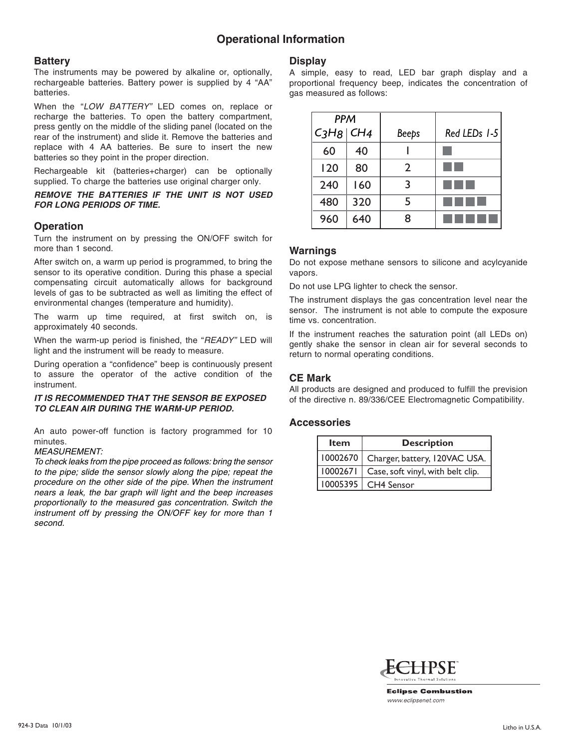# Operational Information

## Battery

The instruments may be powered by alkaline or, optionally, rechargeable batteries. Battery power is supplied by 4 “AA” batteries.

When the “*LOW BATTERY”* LED comes on, replace or recharge the batteries. To open the battery compartment, press gently on the middle of the sliding panel (located on the rear of the instrument) and slide it. Remove the batteries and replace with 4 AA batteries. Be sure to insert the new batteries so they point in the proper direction.

Rechargeable kit (batteries+charger) can be optionally supplied. To charge the batteries use original charger only.

***REMOVE THE BATTERIES IF THE UNIT IS NOT USED FOR LONG PERIODS OF TIME.***

## Operation

Turn the instrument on by pressing the ON/OFF switch for more than 1 second.

After switch on, a warm up period is programmed, to bring the sensor to its operative condition. During this phase a special compensating circuit automatically allows for background levels of gas to be subtracted as well as limiting the effect of environmental changes (temperature and humidity).

The warm up time required, at first switch on, is approximately 40 seconds.

When the warm-up period is finished, the “*READY”* LED will light and the instrument will be ready to measure.

During operation a “confidence” beep is continuously present to assure the operator of the active condition of the instrument.

***IT IS RECOMMENDED THAT THE SENSOR BE EXPOSED TO CLEAN AIR DURING THE WARM-UP PERIOD.***

An auto power-off function is factory programmed for 10 minutes.

*MEASUREMENT:*

*To check leaks from the pipe proceed as follows: bring the sensor to the pipe; slide the sensor slowly along the pipe; repeat the procedure on the other side of the pipe. When the instrument nears a leak, the bar graph will light and the beep increases proportionally to the measured gas concentration. Switch the instrument off by pressing the ON/OFF key for more than 1 second.*

## Display

A simple, easy to read, LED bar graph display and a proportional frequency beep, indicates the concentration of gas measured as follows:

| PPM | | Beeps | Red LEDs 1-5 |
|---|---|---|---|
| $C_3H_8$ | $CH_4$ | | |
| 60 | 40 | 1 | ■ |
| 120 | 80 | 2 | ■ ■ |
| 240 | 160 | 3 | ■ ■ ■ |
| 480 | 320 | 5 | ■ ■ ■ ■ |
| 960 | 640 | 8 | ■ ■ ■ ■ ■ |

## Warnings

Do not expose methane sensors to silicone and acylcyanide vapors.

Do not use LPG lighter to check the sensor.

The instrument displays the gas concentration level near the sensor. The instrument is not able to compute the exposure time vs. concentration.

If the instrument reaches the saturation point (all LEDs on) gently shake the sensor in clean air for several seconds to return to normal operating conditions.

## CE Mark

All products are designed and produced to fulfill the prevision of the directive n. 89/336/CEE Electromagnetic Compatibility.

## Accessories

| Item | Description |
|---|---|
| 10002670 | Charger, battery, 120VAC USA. |
| 10002671 | Case, soft vinyl, with belt clip. |
| 10005395 | CH4 Sensor |

ECLIPSE™
Innovative Thermal Solutions

**Eclipse Combustion**
*www.eclipsenet.com*

924-3 Data 10/1/03

Litho in U.S.A.